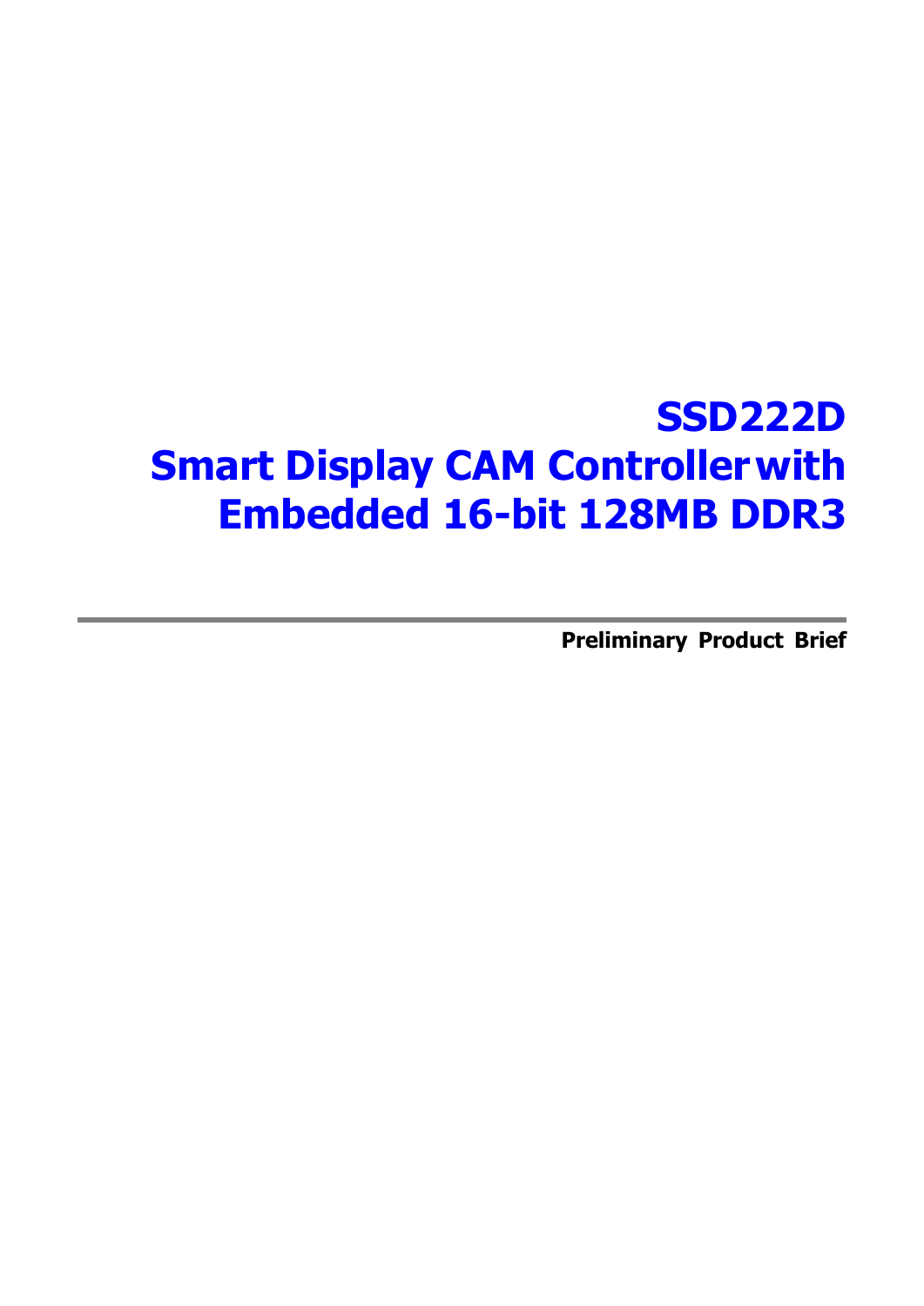# SSD222D
# Smart Display CAM Controller with Embedded 16-bit 128MB DDR3

**Preliminary Product Brief**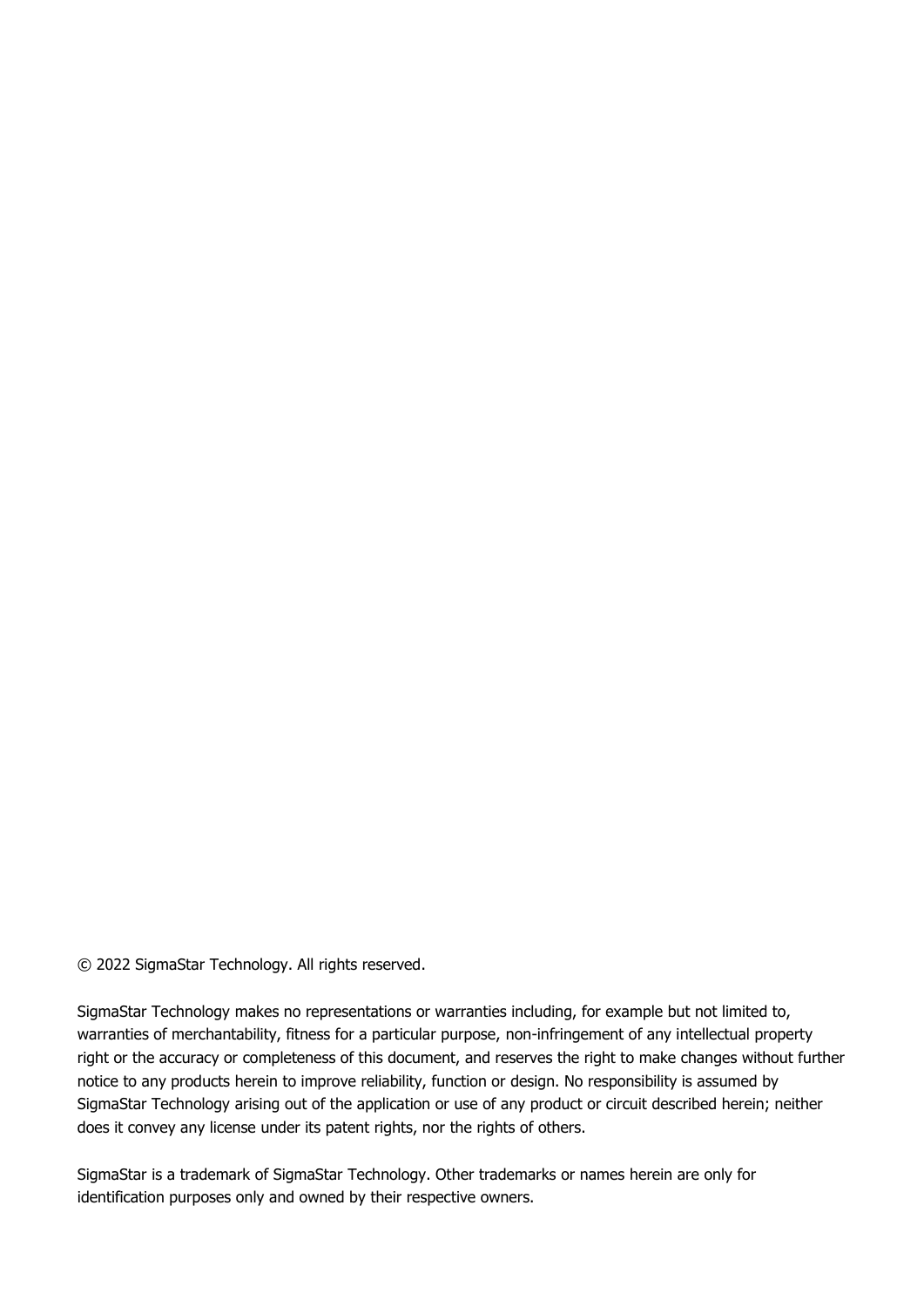© 2022 SigmaStar Technology. All rights reserved.

SigmaStar Technology makes no representations or warranties including, for example but not limited to, warranties of merchantability, fitness for a particular purpose, non-infringement of any intellectual property right or the accuracy or completeness of this document, and reserves the right to make changes without further notice to any products herein to improve reliability, function or design. No responsibility is assumed by SigmaStar Technology arising out of the application or use of any product or circuit described herein; neither does it convey any license under its patent rights, nor the rights of others.

SigmaStar is a trademark of SigmaStar Technology. Other trademarks or names herein are only for identification purposes only and owned by their respective owners.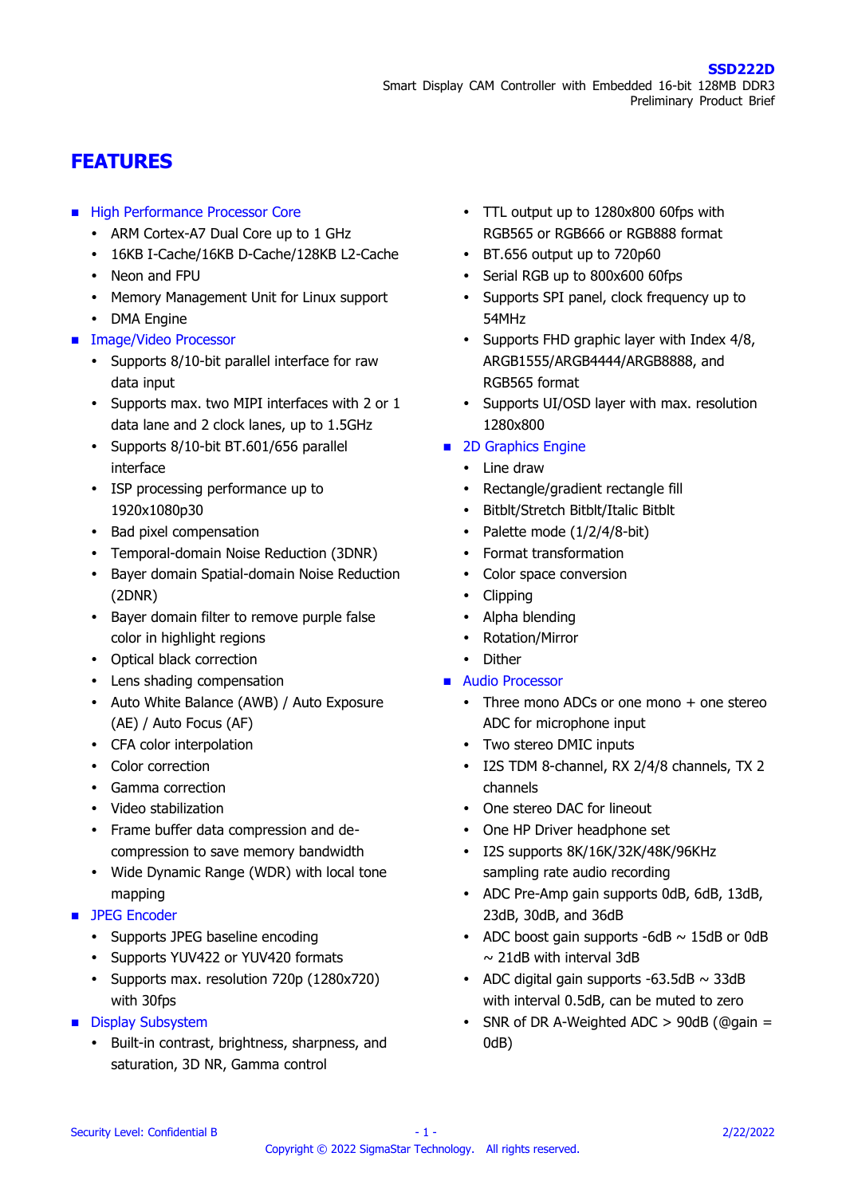# FEATURES

- **High Performance Processor Core**
  - ARM Cortex-A7 Dual Core up to 1 GHz
  - 16KB I-Cache/16KB D-Cache/128KB L2-Cache
  - Neon and FPU
  - Memory Management Unit for Linux support
  - DMA Engine
- **Image/Video Processor**
  - Supports 8/10-bit parallel interface for raw data input
  - Supports max. two MIPI interfaces with 2 or 1 data lane and 2 clock lanes, up to 1.5GHz
  - Supports 8/10-bit BT.601/656 parallel interface
  - ISP processing performance up to 1920x1080p30
  - Bad pixel compensation
  - Temporal-domain Noise Reduction (3DNR)
  - Bayer domain Spatial-domain Noise Reduction (2DNR)
  - Bayer domain filter to remove purple false color in highlight regions
  - Optical black correction
  - Lens shading compensation
  - Auto White Balance (AWB) / Auto Exposure (AE) / Auto Focus (AF)
  - CFA color interpolation
  - Color correction
  - Gamma correction
  - Video stabilization
  - Frame buffer data compression and de-compression to save memory bandwidth
  - Wide Dynamic Range (WDR) with local tone mapping
- **JPEG Encoder**
  - Supports JPEG baseline encoding
  - Supports YUV422 or YUV420 formats
  - Supports max. resolution 720p (1280x720) with 30fps
- **Display Subsystem**
  - Built-in contrast, brightness, sharpness, and saturation, 3D NR, Gamma control
  - TTL output up to 1280x800 60fps with RGB565 or RGB666 or RGB888 format
  - BT.656 output up to 720p60
  - Serial RGB up to 800x600 60fps
  - Supports SPI panel, clock frequency up to 54MHz
  - Supports FHD graphic layer with Index 4/8, ARGB1555/ARGB4444/ARGB8888, and RGB565 format
  - Supports UI/OSD layer with max. resolution 1280x800
- **2D Graphics Engine**
  - Line draw
  - Rectangle/gradient rectangle fill
  - Bitblt/Stretch Bitblt/Italic Bitblt
  - Palette mode (1/2/4/8-bit)
  - Format transformation
  - Color space conversion
  - Clipping
  - Alpha blending
  - Rotation/Mirror
  - Dither
- **Audio Processor**
  - Three mono ADCs or one mono + one stereo ADC for microphone input
  - Two stereo DMIC inputs
  - I2S TDM 8-channel, RX 2/4/8 channels, TX 2 channels
  - One stereo DAC for lineout
  - One HP Driver headphone set
  - I2S supports 8K/16K/32K/48K/96KHz sampling rate audio recording
  - ADC Pre-Amp gain supports 0dB, 6dB, 13dB, 23dB, 30dB, and 36dB
  - ADC boost gain supports -6dB ~ 15dB or 0dB ~ 21dB with interval 3dB
  - ADC digital gain supports -63.5dB ~ 33dB with interval 0.5dB, can be muted to zero
  - SNR of DR A-Weighted ADC > 90dB (@gain = 0dB)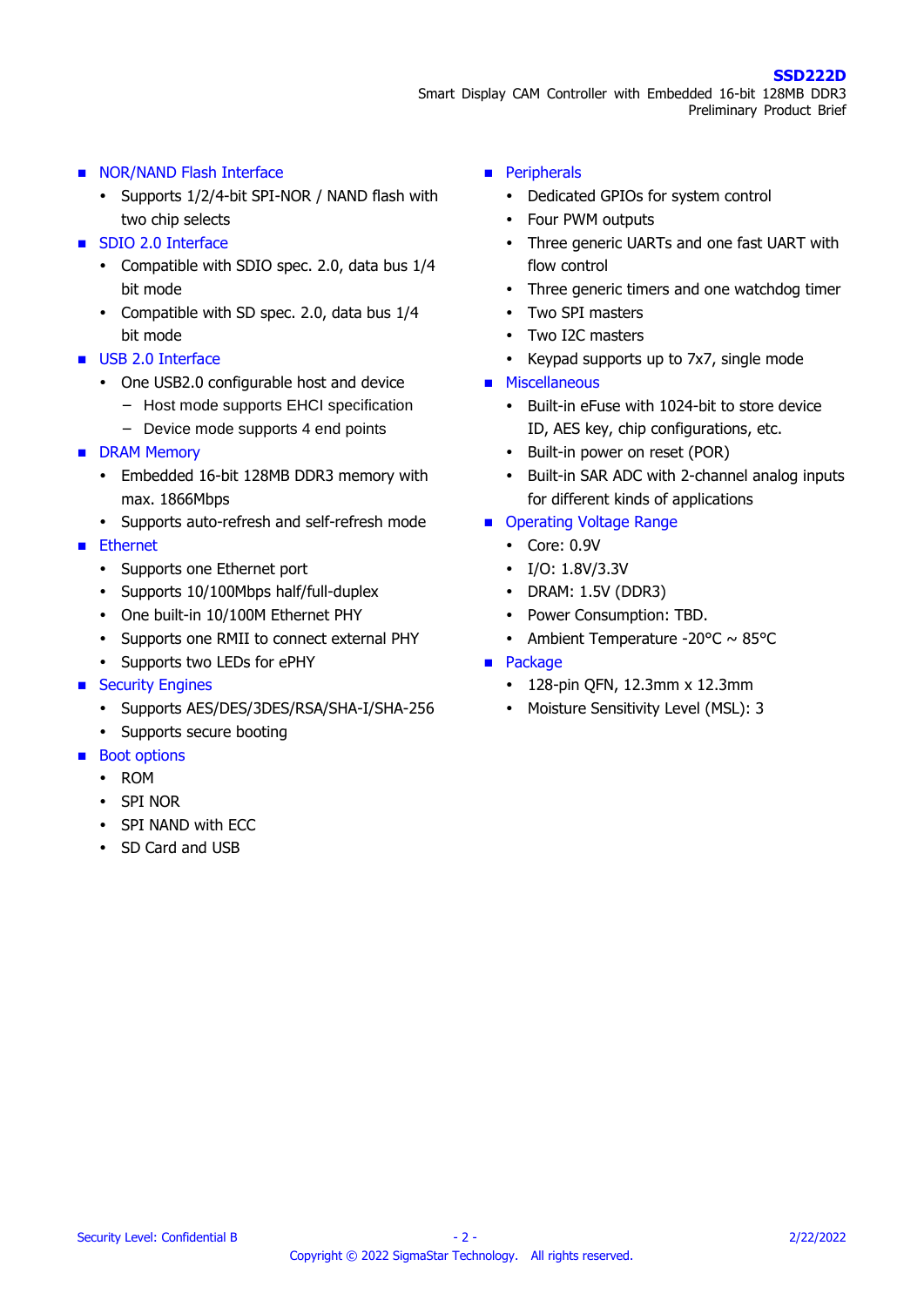- NOR/NAND Flash Interface
  - Supports 1/2/4-bit SPI-NOR / NAND flash with two chip selects
- SDIO 2.0 Interface
  - Compatible with SDIO spec. 2.0, data bus 1/4 bit mode
  - Compatible with SD spec. 2.0, data bus 1/4 bit mode
- USB 2.0 Interface
  - One USB2.0 configurable host and device
    - Host mode supports EHCI specification
    - Device mode supports 4 end points
- DRAM Memory
  - Embedded 16-bit 128MB DDR3 memory with max. 1866Mbps
  - Supports auto-refresh and self-refresh mode
- Ethernet
  - Supports one Ethernet port
  - Supports 10/100Mbps half/full-duplex
  - One built-in 10/100M Ethernet PHY
  - Supports one RMII to connect external PHY
  - Supports two LEDs for ePHY
- Security Engines
  - Supports AES/DES/3DES/RSA/SHA-I/SHA-256
  - Supports secure booting
- Boot options
  - ROM
  - SPI NOR
  - SPI NAND with ECC
  - SD Card and USB
- Peripherals
  - Dedicated GPIOs for system control
  - Four PWM outputs
  - Three generic UARTs and one fast UART with flow control
  - Three generic timers and one watchdog timer
  - Two SPI masters
  - Two I2C masters
  - Keypad supports up to 7x7, single mode
- Miscellaneous
  - Built-in eFuse with 1024-bit to store device ID, AES key, chip configurations, etc.
  - Built-in power on reset (POR)
  - Built-in SAR ADC with 2-channel analog inputs for different kinds of applications
- Operating Voltage Range
  - Core: 0.9V
  - I/O: 1.8V/3.3V
  - DRAM: 1.5V (DDR3)
  - Power Consumption: TBD.
  - Ambient Temperature -20°C ~ 85°C
- Package
  - 128-pin QFN, 12.3mm x 12.3mm
  - Moisture Sensitivity Level (MSL): 3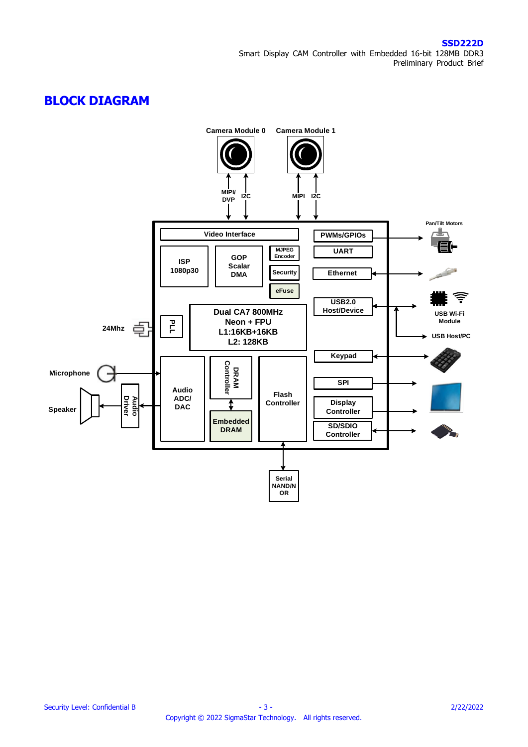# BLOCK DIAGRAM

Camera Module 0
Camera Module 1

MIPI/ DVP
I2C
MIPI
I2C

Video Interface

ISP 1080p30

GOP Scalar DMA

MJPEG Encoder

Security

eFuse

PWMs/GPIOs

UART

Ethernet

USB2.0 Host/Device

Pan/Tilt Motors

USB Wi-Fi Module

USB Host/PC

24Mhz

PLL

Dual CA7 800MHz
Neon + FPU
L1:16KB+16KB
L2: 128KB

Keypad

SPI

Display Controller

SD/SDIO Controller

Microphone

Speaker

Audio Driver

Audio ADC/ DAC

DRAM Controller

Embedded DRAM

Flash Controller

Serial NAND/NOR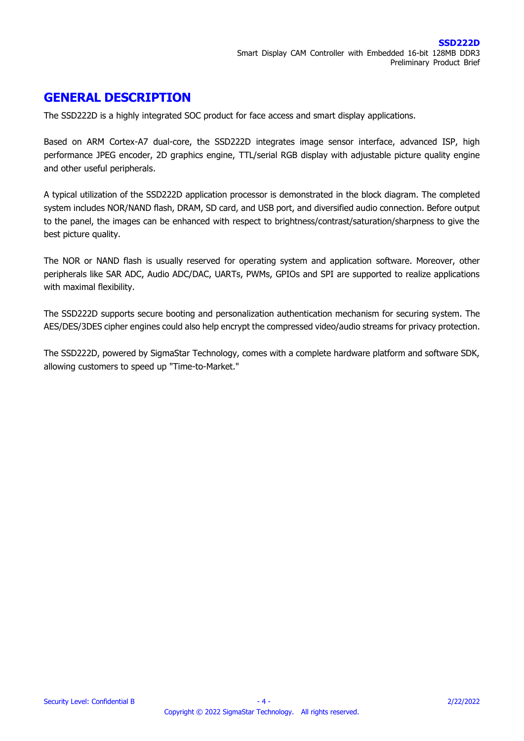# GENERAL DESCRIPTION

The SSD222D is a highly integrated SOC product for face access and smart display applications.

Based on ARM Cortex-A7 dual-core, the SSD222D integrates image sensor interface, advanced ISP, high performance JPEG encoder, 2D graphics engine, TTL/serial RGB display with adjustable picture quality engine and other useful peripherals.

A typical utilization of the SSD222D application processor is demonstrated in the block diagram. The completed system includes NOR/NAND flash, DRAM, SD card, and USB port, and diversified audio connection. Before output to the panel, the images can be enhanced with respect to brightness/contrast/saturation/sharpness to give the best picture quality.

The NOR or NAND flash is usually reserved for operating system and application software. Moreover, other peripherals like SAR ADC, Audio ADC/DAC, UARTs, PWMs, GPIOs and SPI are supported to realize applications with maximal flexibility.

The SSD222D supports secure booting and personalization authentication mechanism for securing system. The AES/DES/3DES cipher engines could also help encrypt the compressed video/audio streams for privacy protection.

The SSD222D, powered by SigmaStar Technology, comes with a complete hardware platform and software SDK, allowing customers to speed up "Time-to-Market."